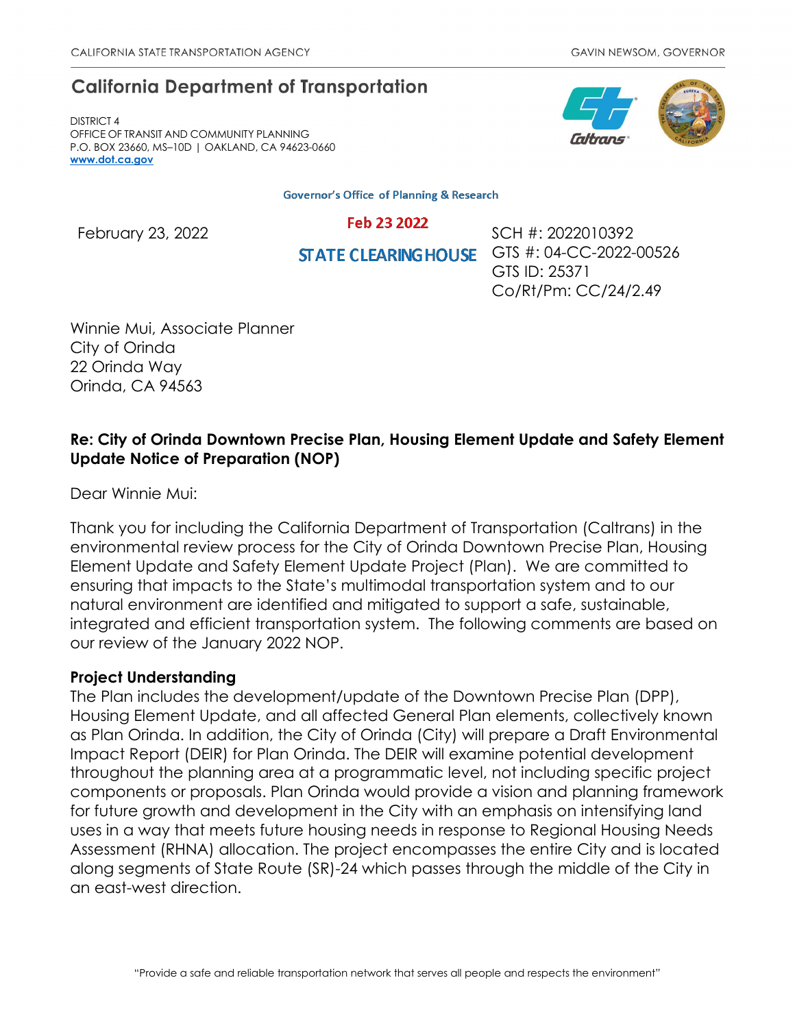CALIFORNIA STATE TRANSPORTATION AGENCY GAVIN NEWSOM, GOVERNOR

# California Department of Transportation

DISTRICT 4
OFFICE OF TRANSIT AND COMMUNITY PLANNING
P.O. BOX 23660, MS–10D | OAKLAND, CA 94623-0660
www.dot.ca.gov

Governor's Office of Planning & Research

Feb 23 2022

STATE CLEARINGHOUSE

February 23, 2022

SCH #: 2022010392
GTS #: 04-CC-2022-00526
GTS ID: 25371
Co/Rt/Pm: CC/24/2.49

Winnie Mui, Associate Planner
City of Orinda
22 Orinda Way
Orinda, CA 94563

**Re: City of Orinda Downtown Precise Plan, Housing Element Update and Safety Element Update Notice of Preparation (NOP)**

Dear Winnie Mui:

Thank you for including the California Department of Transportation (Caltrans) in the environmental review process for the City of Orinda Downtown Precise Plan, Housing Element Update and Safety Element Update Project (Plan). We are committed to ensuring that impacts to the State's multimodal transportation system and to our natural environment are identified and mitigated to support a safe, sustainable, integrated and efficient transportation system. The following comments are based on our review of the January 2022 NOP.

**Project Understanding**

The Plan includes the development/update of the Downtown Precise Plan (DPP), Housing Element Update, and all affected General Plan elements, collectively known as Plan Orinda. In addition, the City of Orinda (City) will prepare a Draft Environmental Impact Report (DEIR) for Plan Orinda. The DEIR will examine potential development throughout the planning area at a programmatic level, not including specific project components or proposals. Plan Orinda would provide a vision and planning framework for future growth and development in the City with an emphasis on intensifying land uses in a way that meets future housing needs in response to Regional Housing Needs Assessment (RHNA) allocation. The project encompasses the entire City and is located along segments of State Route (SR)-24 which passes through the middle of the City in an east-west direction.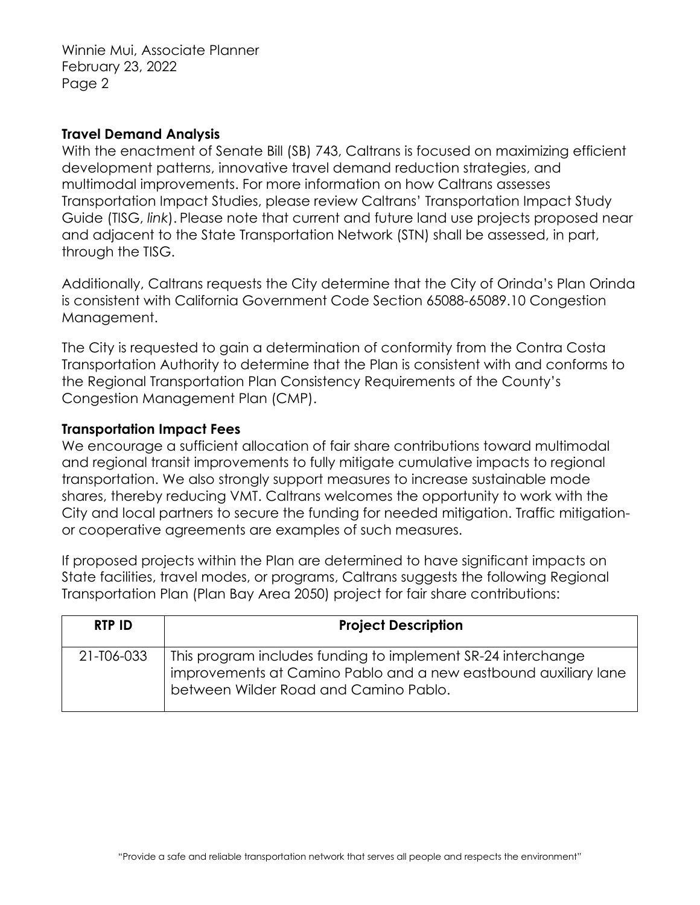### Travel Demand Analysis

With the enactment of Senate Bill (SB) 743, Caltrans is focused on maximizing efficient development patterns, innovative travel demand reduction strategies, and multimodal improvements. For more information on how Caltrans assesses Transportation Impact Studies, please review Caltrans' Transportation Impact Study Guide (TISG, *link*). Please note that current and future land use projects proposed near and adjacent to the State Transportation Network (STN) shall be assessed, in part, through the TISG.

Additionally, Caltrans requests the City determine that the City of Orinda's Plan Orinda is consistent with California Government Code Section 65088-65089.10 Congestion Management.

The City is requested to gain a determination of conformity from the Contra Costa Transportation Authority to determine that the Plan is consistent with and conforms to the Regional Transportation Plan Consistency Requirements of the County's Congestion Management Plan (CMP).

### Transportation Impact Fees

We encourage a sufficient allocation of fair share contributions toward multimodal and regional transit improvements to fully mitigate cumulative impacts to regional transportation. We also strongly support measures to increase sustainable mode shares, thereby reducing VMT. Caltrans welcomes the opportunity to work with the City and local partners to secure the funding for needed mitigation. Traffic mitigation- or cooperative agreements are examples of such measures.

If proposed projects within the Plan are determined to have significant impacts on State facilities, travel modes, or programs, Caltrans suggests the following Regional Transportation Plan (Plan Bay Area 2050) project for fair share contributions:

| RTP ID | Project Description |
|---|---|
| 21-T06-033 | This program includes funding to implement SR-24 interchange improvements at Camino Pablo and a new eastbound auxiliary lane between Wilder Road and Camino Pablo. |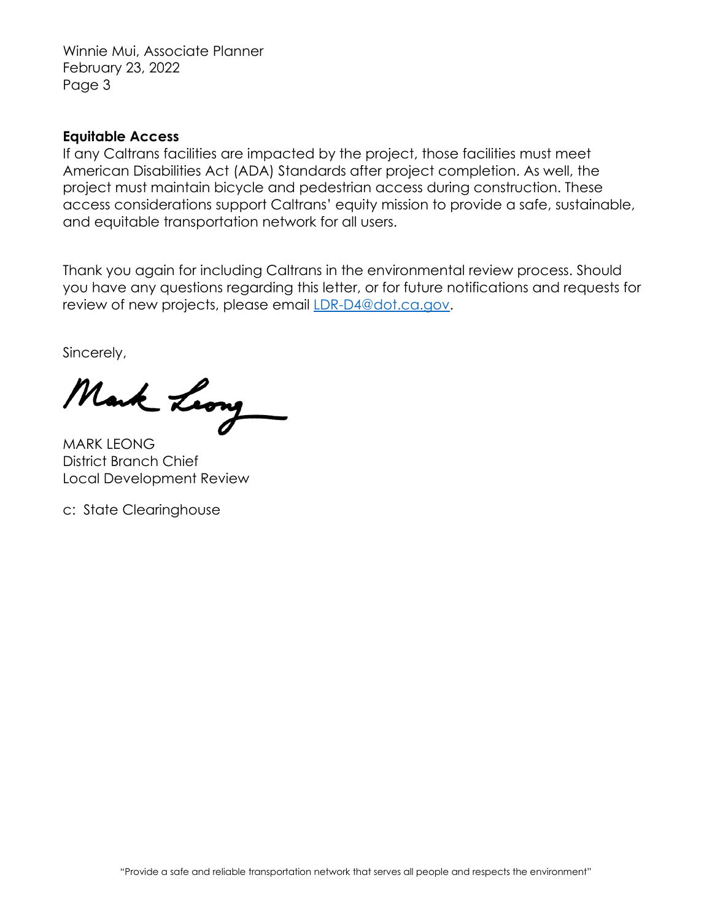Winnie Mui, Associate Planner
February 23, 2022

**Equitable Access**

If any Caltrans facilities are impacted by the project, those facilities must meet American Disabilities Act (ADA) Standards after project completion. As well, the project must maintain bicycle and pedestrian access during construction. These access considerations support Caltrans' equity mission to provide a safe, sustainable, and equitable transportation network for all users.

Thank you again for including Caltrans in the environmental review process. Should you have any questions regarding this letter, or for future notifications and requests for review of new projects, please email LDR-D4@dot.ca.gov.

Sincerely,

Mark Leong

MARK LEONG
District Branch Chief
Local Development Review

c: State Clearinghouse

"Provide a safe and reliable transportation network that serves all people and respects the environment"